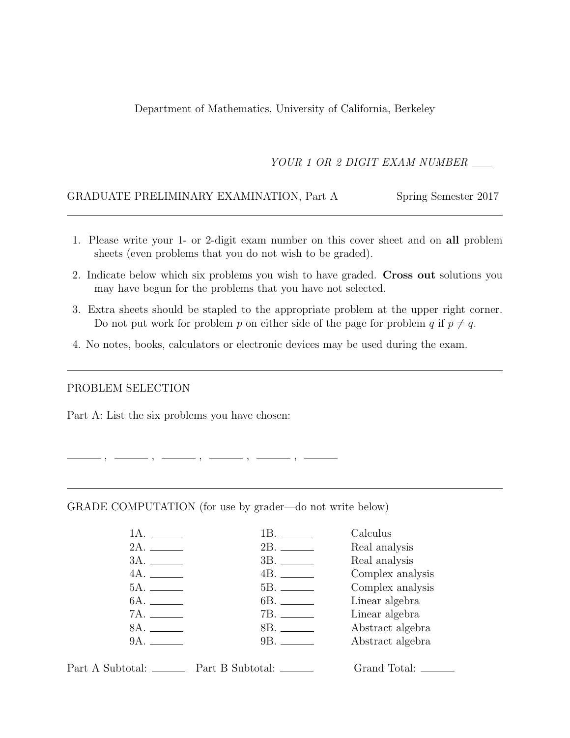Department of Mathematics, University of California, Berkeley

*YOUR 1 OR 2 DIGIT EXAM NUMBER* ____

GRADUATE PRELIMINARY EXAMINATION, Part A — Spring Semester 2017

---

1. Please write your 1- or 2-digit exam number on this cover sheet and on **all** problem sheets (even problems that you do not wish to be graded).
2. Indicate below which six problems you wish to have graded. **Cross out** solutions you may have begun for the problems that you have not selected.
3. Extra sheets should be stapled to the appropriate problem at the upper right corner. Do not put work for problem $p$ on either side of the page for problem $q$ if $p \neq q$.
4. No notes, books, calculators or electronic devices may be used during the exam.

---

PROBLEM SELECTION

Part A: List the six problems you have chosen:

______ , ______ , ______ , ______ , ______ , ______

---

GRADE COMPUTATION (for use by grader—do not write below)

| | | |
|---|---|---|
| 1A. ______ | 1B. ______ | Calculus |
| 2A. ______ | 2B. ______ | Real analysis |
| 3A. ______ | 3B. ______ | Real analysis |
| 4A. ______ | 4B. ______ | Complex analysis |
| 5A. ______ | 5B. ______ | Complex analysis |
| 6A. ______ | 6B. ______ | Linear algebra |
| 7A. ______ | 7B. ______ | Linear algebra |
| 8A. ______ | 8B. ______ | Abstract algebra |
| 9A. ______ | 9B. ______ | Abstract algebra |

Part A Subtotal: ______ Part B Subtotal: ______ Grand Total: ______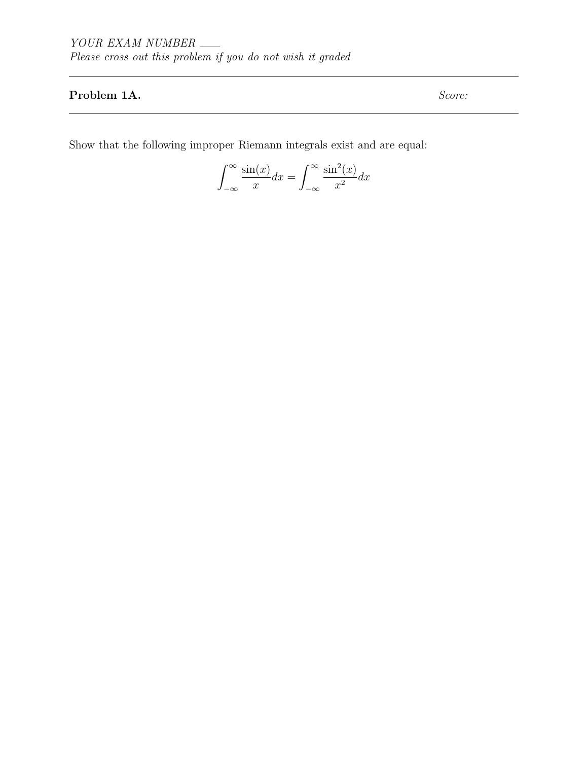*YOUR EXAM NUMBER* ___
*Please cross out this problem if you do not wish it graded*

---

**Problem 1A.** *Score:*

---

Show that the following improper Riemann integrals exist and are equal:

$$\int_{-\infty}^{\infty} \frac{\sin(x)}{x} dx = \int_{-\infty}^{\infty} \frac{\sin^2(x)}{x^2} dx$$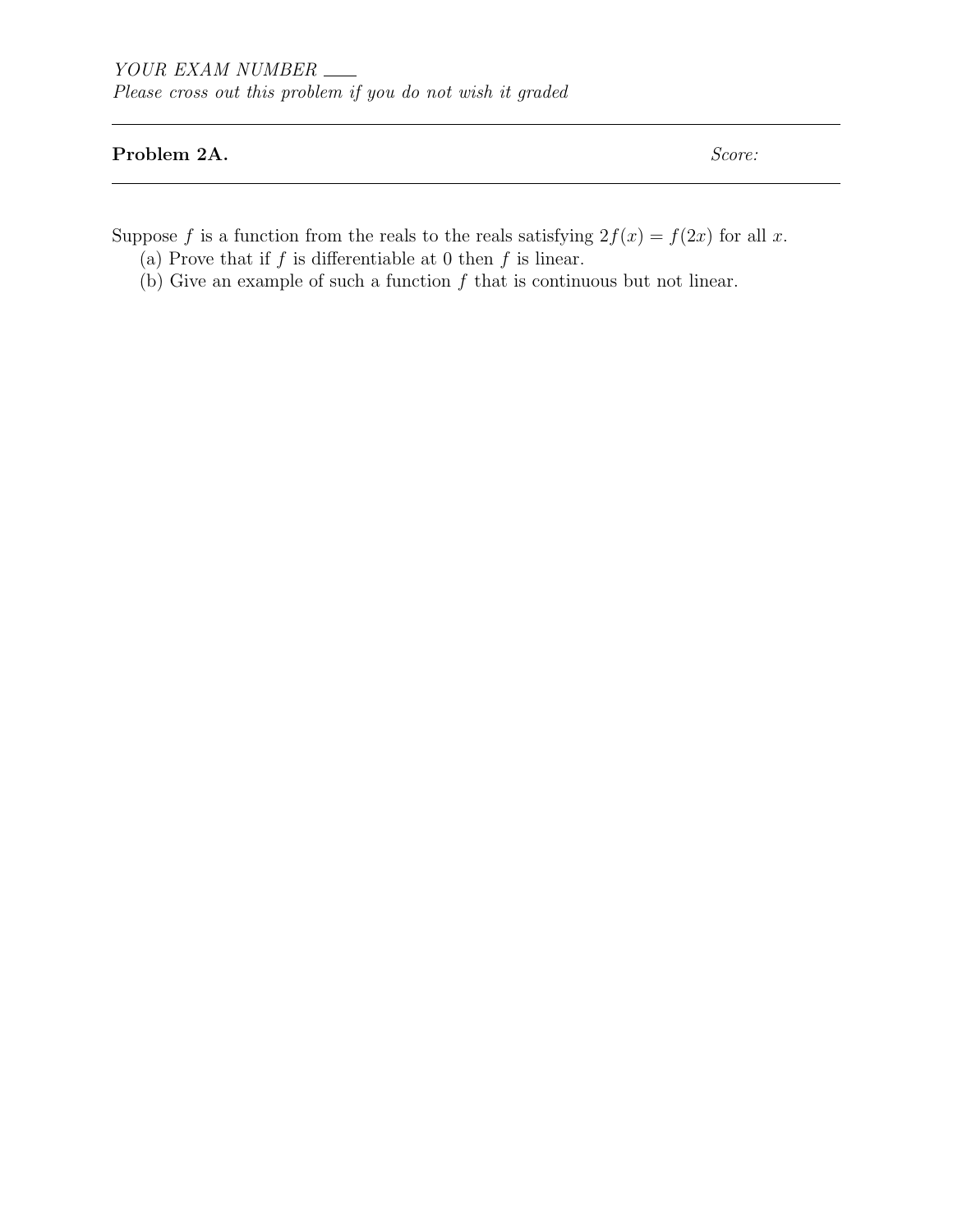*YOUR EXAM NUMBER* ___

*Please cross out this problem if you do not wish it graded*

---

**Problem 2A.** *Score:*

---

Suppose $f$ is a function from the reals to the reals satisfying $2f(x) = f(2x)$ for all $x$.

(a) Prove that if $f$ is differentiable at 0 then $f$ is linear.

(b) Give an example of such a function $f$ that is continuous but not linear.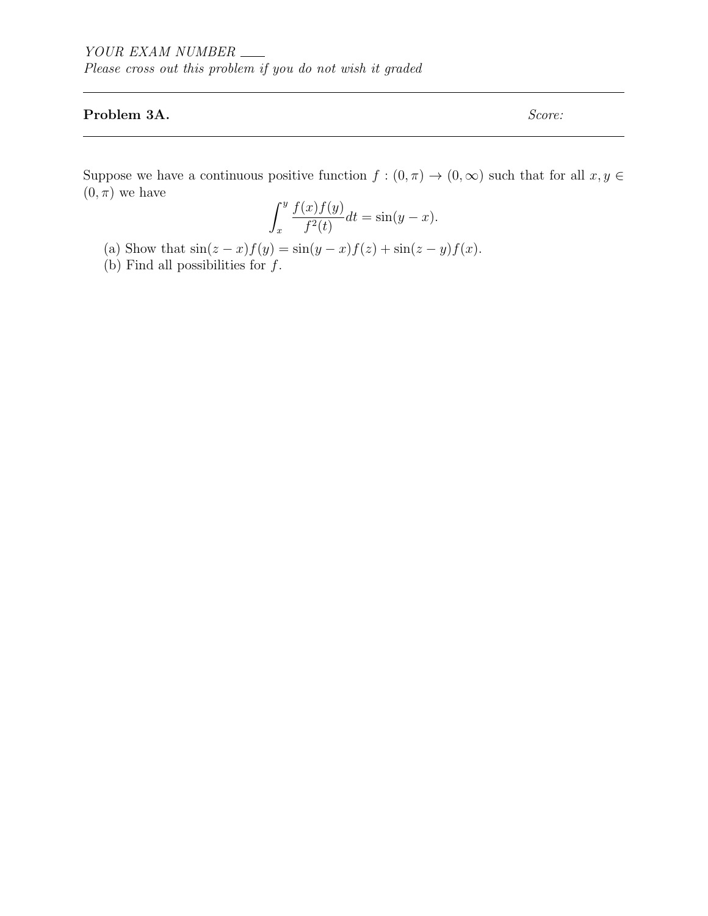*YOUR EXAM NUMBER* ___

*Please cross out this problem if you do not wish it graded*

---

**Problem 3A.** *Score:*

---

Suppose we have a continuous positive function $f : (0, \pi) \to (0, \infty)$ such that for all $x, y \in (0, \pi)$ we have

$$\int_x^y \frac{f(x)f(y)}{f^2(t)} dt = \sin(y - x).$$

(a) Show that $\sin(z - x)f(y) = \sin(y - x)f(z) + \sin(z - y)f(x)$.

(b) Find all possibilities for $f$.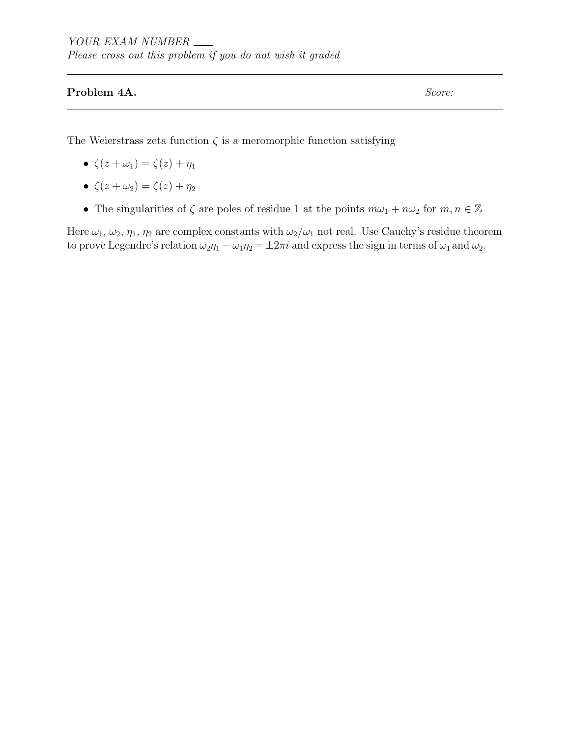*YOUR EXAM NUMBER* ___

*Please cross out this problem if you do not wish it graded*

---

**Problem 4A.** *Score:*

---

The Weierstrass zeta function $\zeta$ is a meromorphic function satisfying

- $\zeta(z + \omega_1) = \zeta(z) + \eta_1$
- $\zeta(z + \omega_2) = \zeta(z) + \eta_2$
- The singularities of $\zeta$ are poles of residue 1 at the points $m\omega_1 + n\omega_2$ for $m, n \in \mathbb{Z}$

Here $\omega_1$, $\omega_2$, $\eta_1$, $\eta_2$ are complex constants with $\omega_2/\omega_1$ not real. Use Cauchy's residue theorem to prove Legendre's relation $\omega_2\eta_1 - \omega_1\eta_2 = \pm 2\pi i$ and express the sign in terms of $\omega_1$ and $\omega_2$.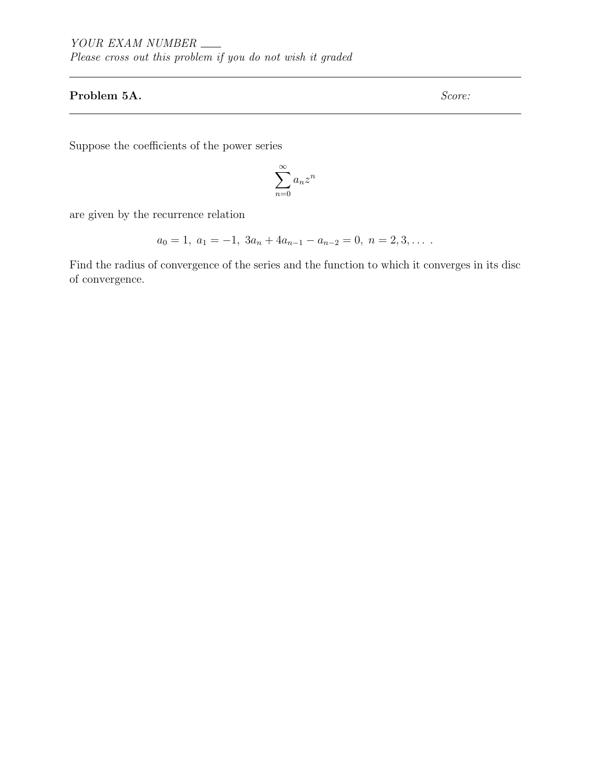YOUR EXAM NUMBER ___

*Please cross out this problem if you do not wish it graded*

---

**Problem 5A.** *Score:*

---

Suppose the coefficients of the power series

$$\sum_{n=0}^{\infty} a_n z^n$$

are given by the recurrence relation

$$a_0 = 1,\ a_1 = -1,\ 3a_n + 4a_{n-1} - a_{n-2} = 0,\ n = 2, 3, \ldots\ .$$

Find the radius of convergence of the series and the function to which it converges in its disc of convergence.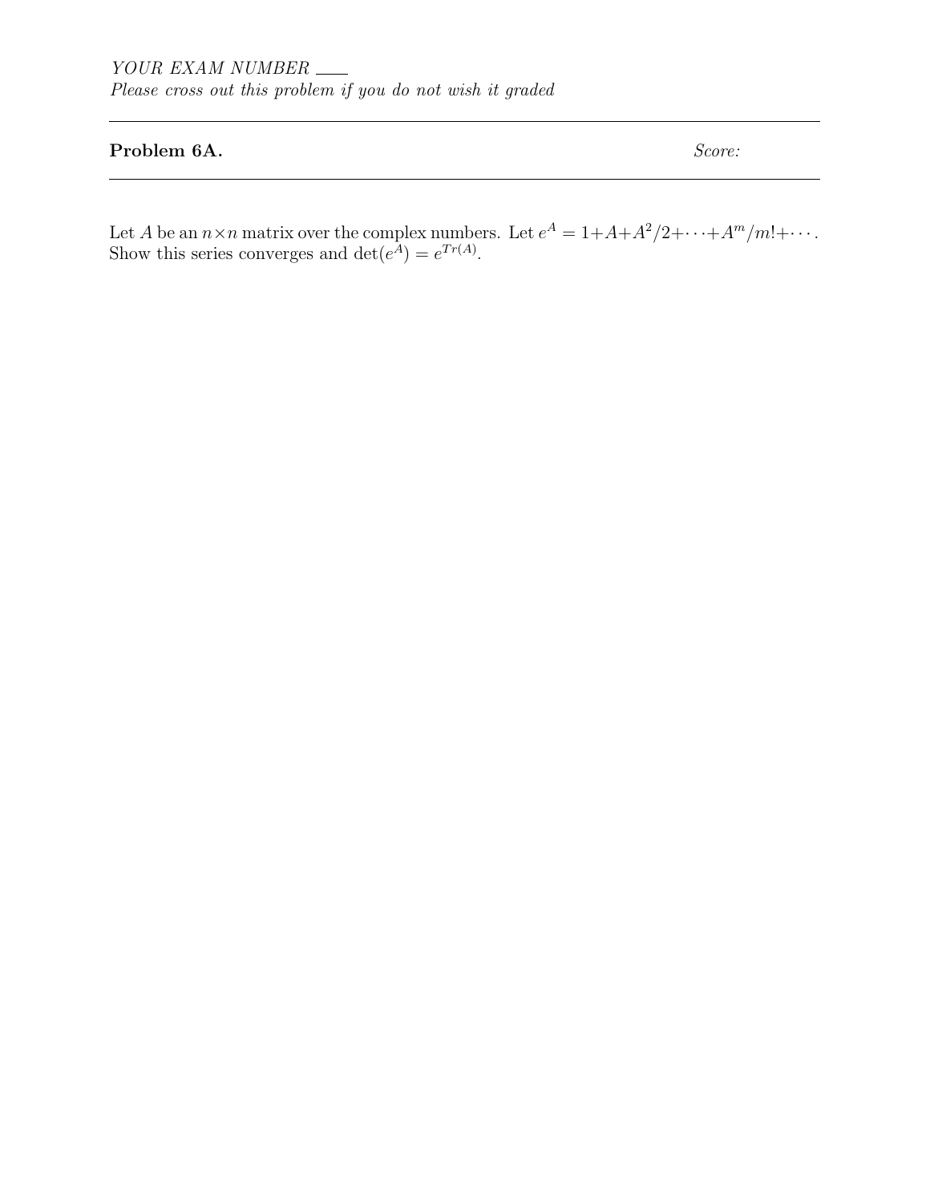*YOUR EXAM NUMBER* \_\_\_\_

*Please cross out this problem if you do not wish it graded*

---

**Problem 6A.** *Score:*

---

Let $A$ be an $n \times n$ matrix over the complex numbers. Let $e^A = 1 + A + A^2/2 + \cdots + A^m/m! + \cdots$. Show this series converges and $\det(e^A) = e^{Tr(A)}$.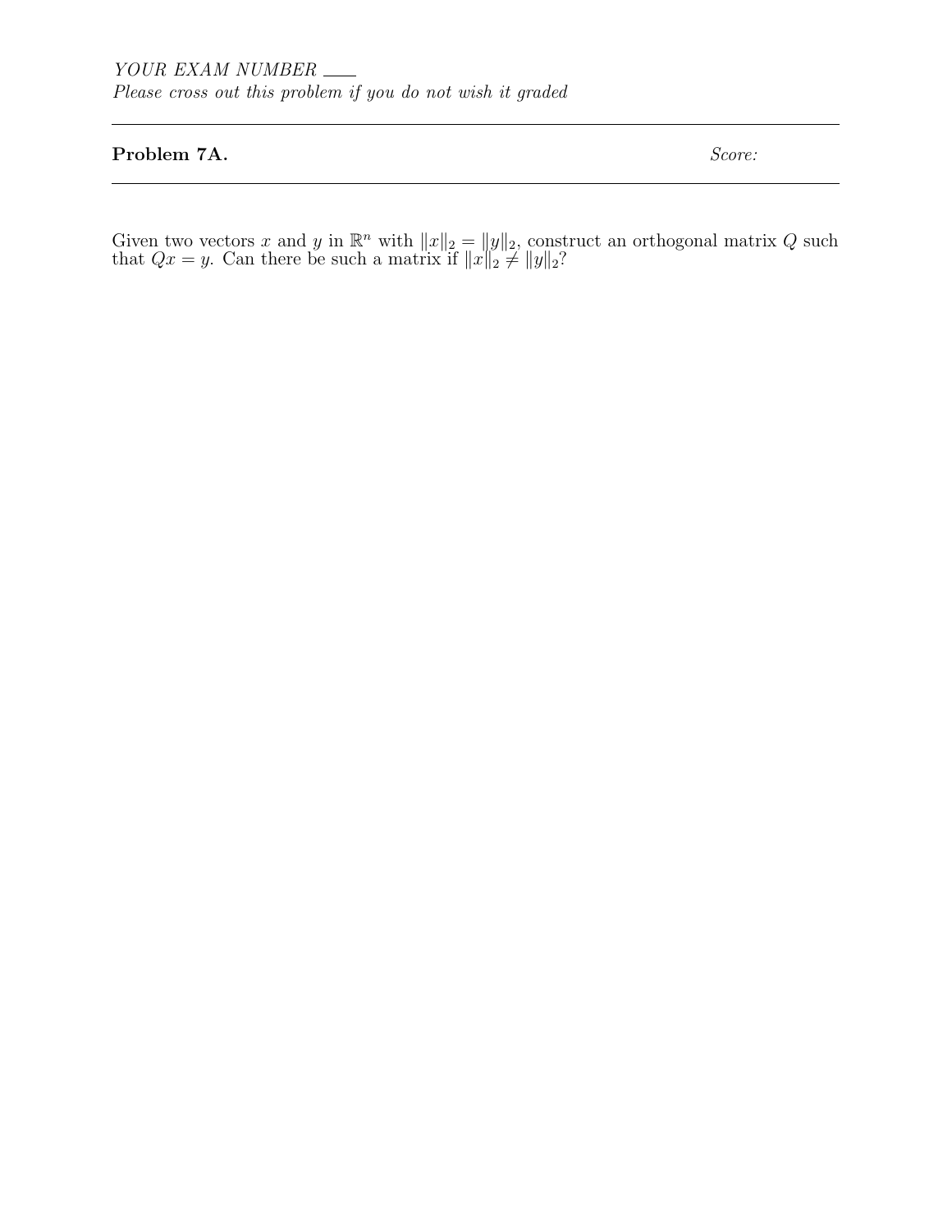*YOUR EXAM NUMBER* ____

*Please cross out this problem if you do not wish it graded*

---

**Problem 7A.** *Score:*

---

Given two vectors $x$ and $y$ in $\mathbb{R}^n$ with $\|x\|_2 = \|y\|_2$, construct an orthogonal matrix $Q$ such that $Qx = y$. Can there be such a matrix if $\|x\|_2 \neq \|y\|_2$?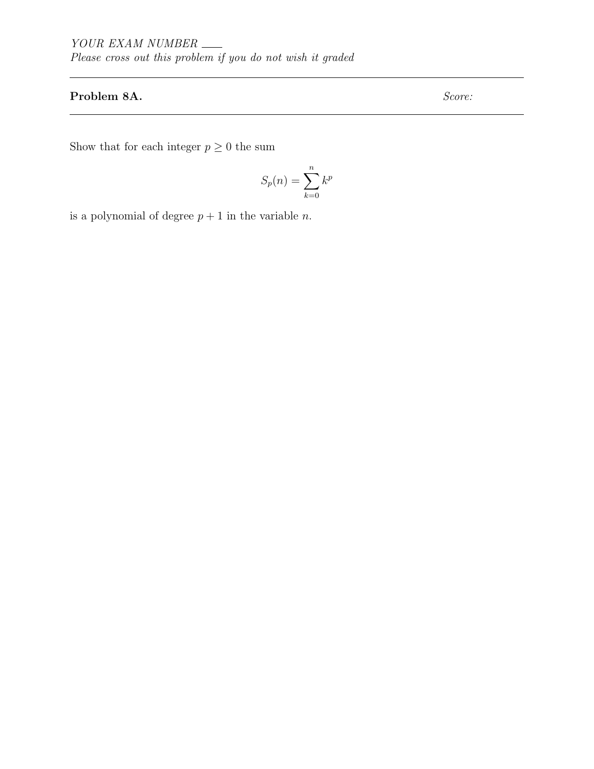*YOUR EXAM NUMBER* ____

*Please cross out this problem if you do not wish it graded*

---

**Problem 8A.** *Score:*

---

Show that for each integer $p \geq 0$ the sum

$$S_p(n) = \sum_{k=0}^{n} k^p$$

is a polynomial of degree $p + 1$ in the variable $n$.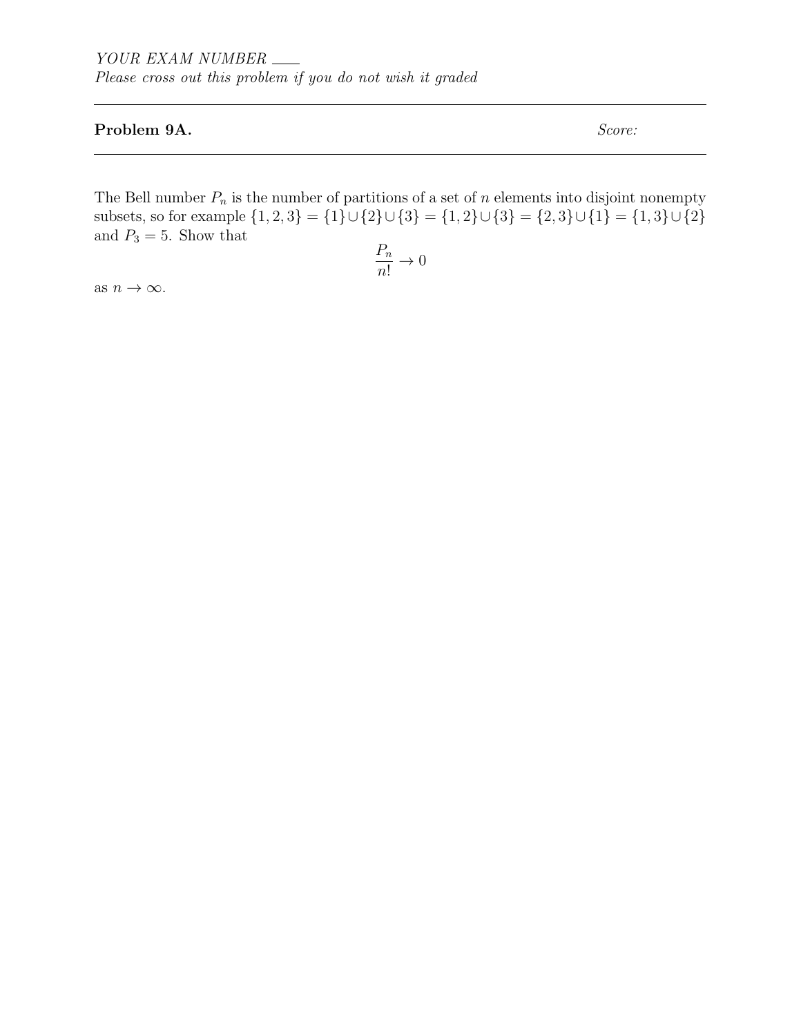*YOUR EXAM NUMBER* ___

*Please cross out this problem if you do not wish it graded*

---

**Problem 9A.** *Score:*

---

The Bell number $P_n$ is the number of partitions of a set of $n$ elements into disjoint nonempty subsets, so for example $\{1, 2, 3\} = \{1\} \cup \{2\} \cup \{3\} = \{1, 2\} \cup \{3\} = \{2, 3\} \cup \{1\} = \{1, 3\} \cup \{2\}$ and $P_3 = 5$. Show that

$$\frac{P_n}{n!} \to 0$$

as $n \to \infty$.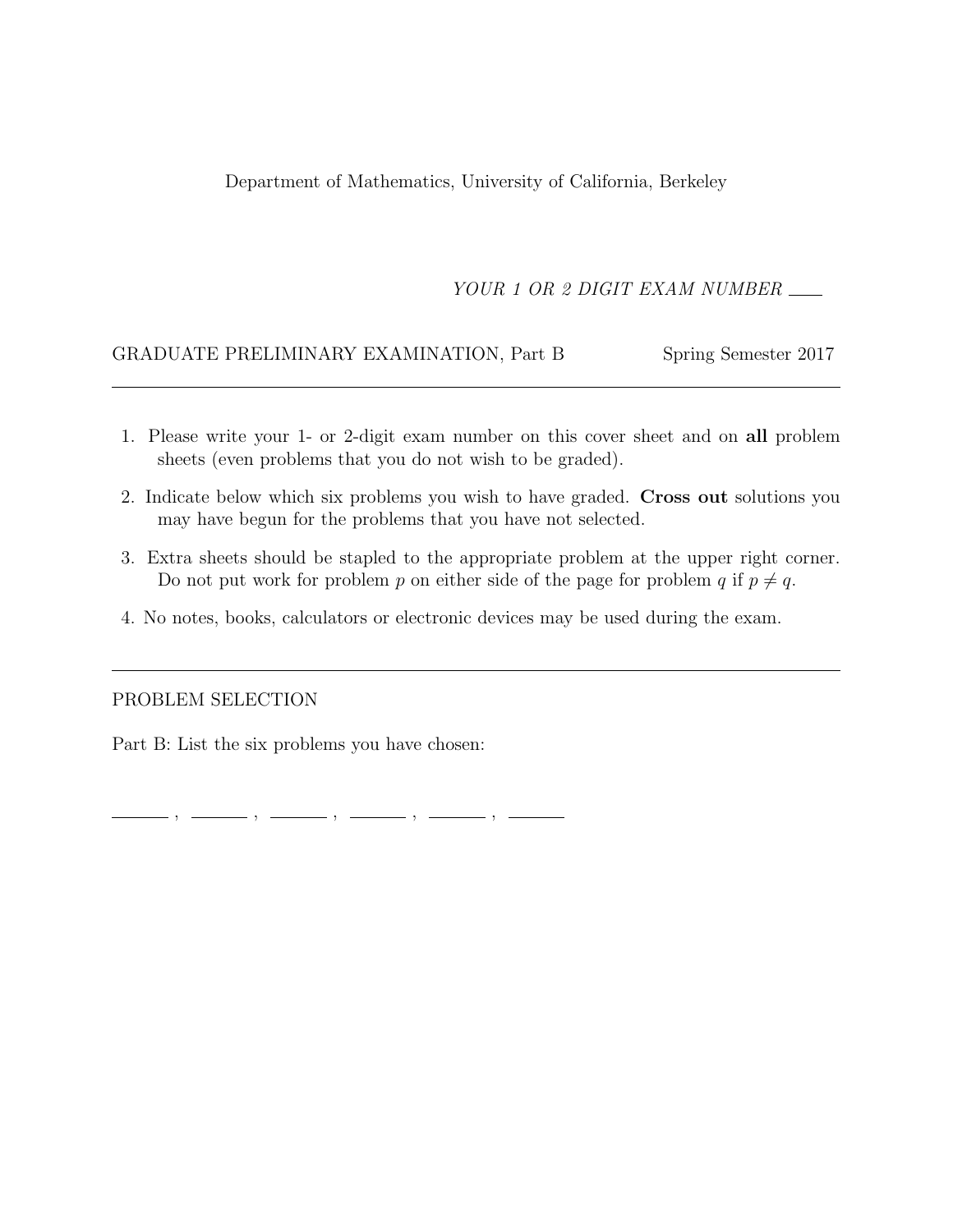Department of Mathematics, University of California, Berkeley

*YOUR 1 OR 2 DIGIT EXAM NUMBER* ____

GRADUATE PRELIMINARY EXAMINATION, Part B — Spring Semester 2017

---

1. Please write your 1- or 2-digit exam number on this cover sheet and on **all** problem sheets (even problems that you do not wish to be graded).
2. Indicate below which six problems you wish to have graded. **Cross out** solutions you may have begun for the problems that you have not selected.
3. Extra sheets should be stapled to the appropriate problem at the upper right corner. Do not put work for problem $p$ on either side of the page for problem $q$ if $p \neq q$.
4. No notes, books, calculators or electronic devices may be used during the exam.

---

PROBLEM SELECTION

Part B: List the six problems you have chosen:

______ , ______ , ______ , ______ , ______ , ______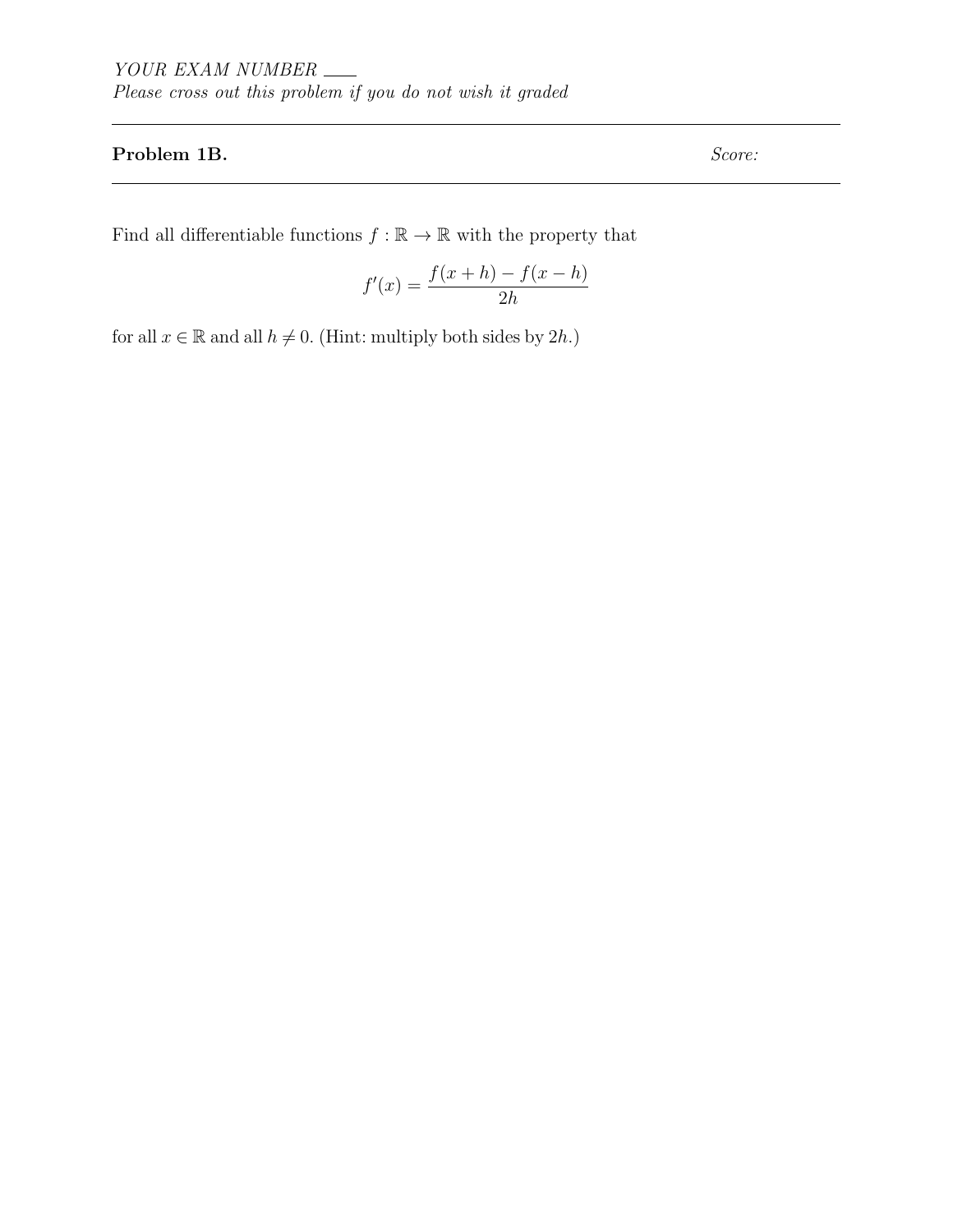*YOUR EXAM NUMBER* \_\_\_\_

*Please cross out this problem if you do not wish it graded*

---

**Problem 1B.** *Score:*

---

Find all differentiable functions $f : \mathbb{R} \to \mathbb{R}$ with the property that

$$f'(x) = \frac{f(x+h) - f(x-h)}{2h}$$

for all $x \in \mathbb{R}$ and all $h \neq 0$. (Hint: multiply both sides by $2h$.)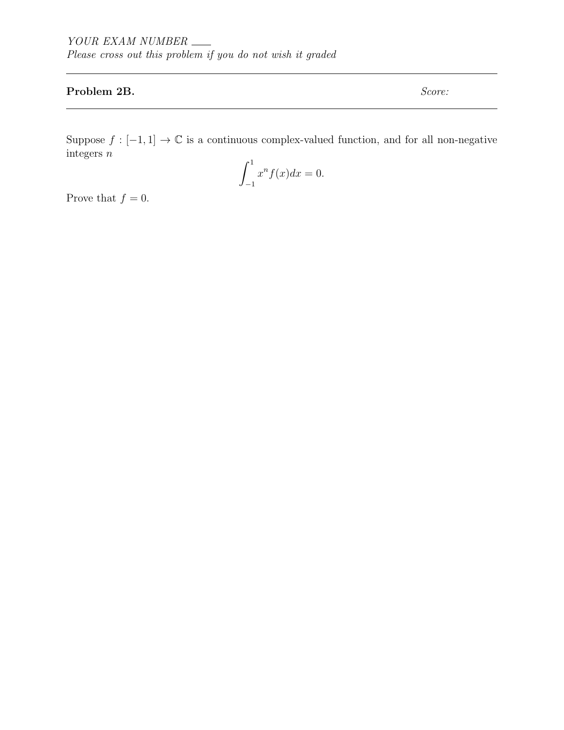*YOUR EXAM NUMBER* \_\_\_\_

*Please cross out this problem if you do not wish it graded*

---

**Problem 2B.** *Score:*

---

Suppose $f : [-1, 1] \to \mathbb{C}$ is a continuous complex-valued function, and for all non-negative integers $n$

$$\int_{-1}^{1} x^n f(x) dx = 0.$$

Prove that $f = 0$.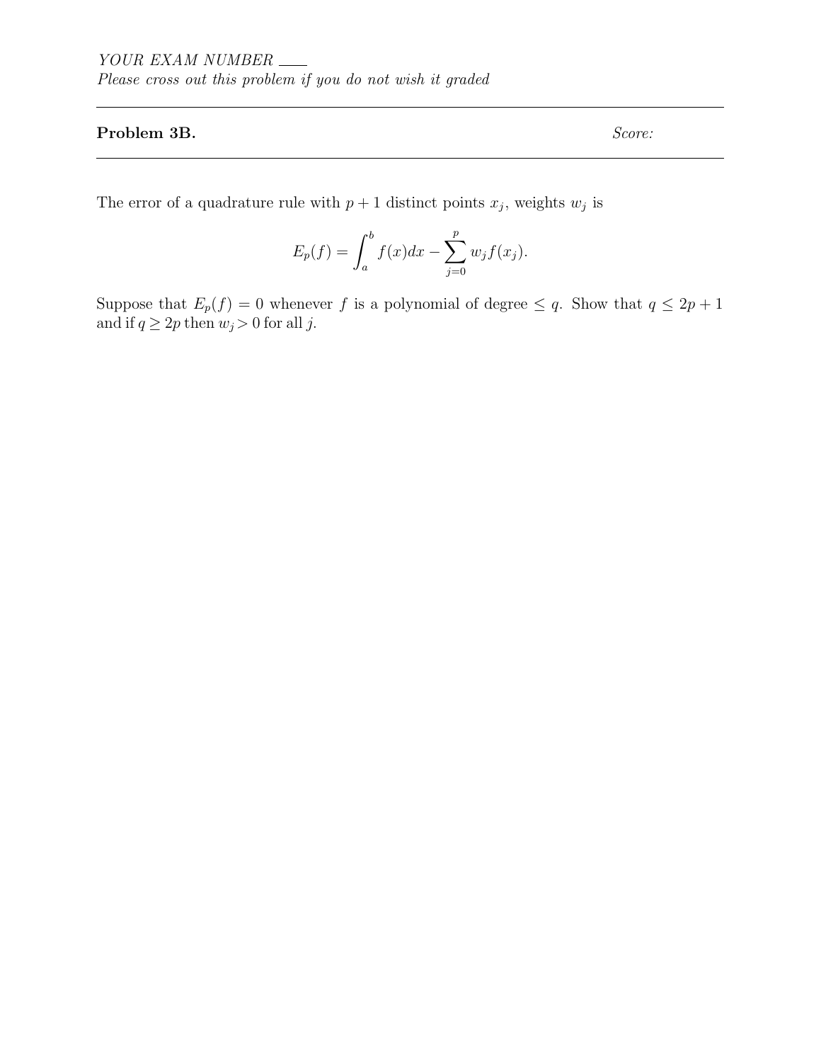*YOUR EXAM NUMBER* \_\_\_\_

*Please cross out this problem if you do not wish it graded*

---

**Problem 3B.** *Score:*

---

The error of a quadrature rule with $p+1$ distinct points $x_j$, weights $w_j$ is

$$E_p(f) = \int_a^b f(x)dx - \sum_{j=0}^{p} w_j f(x_j).$$

Suppose that $E_p(f) = 0$ whenever $f$ is a polynomial of degree $\leq q$. Show that $q \leq 2p+1$ and if $q \geq 2p$ then $w_j > 0$ for all $j$.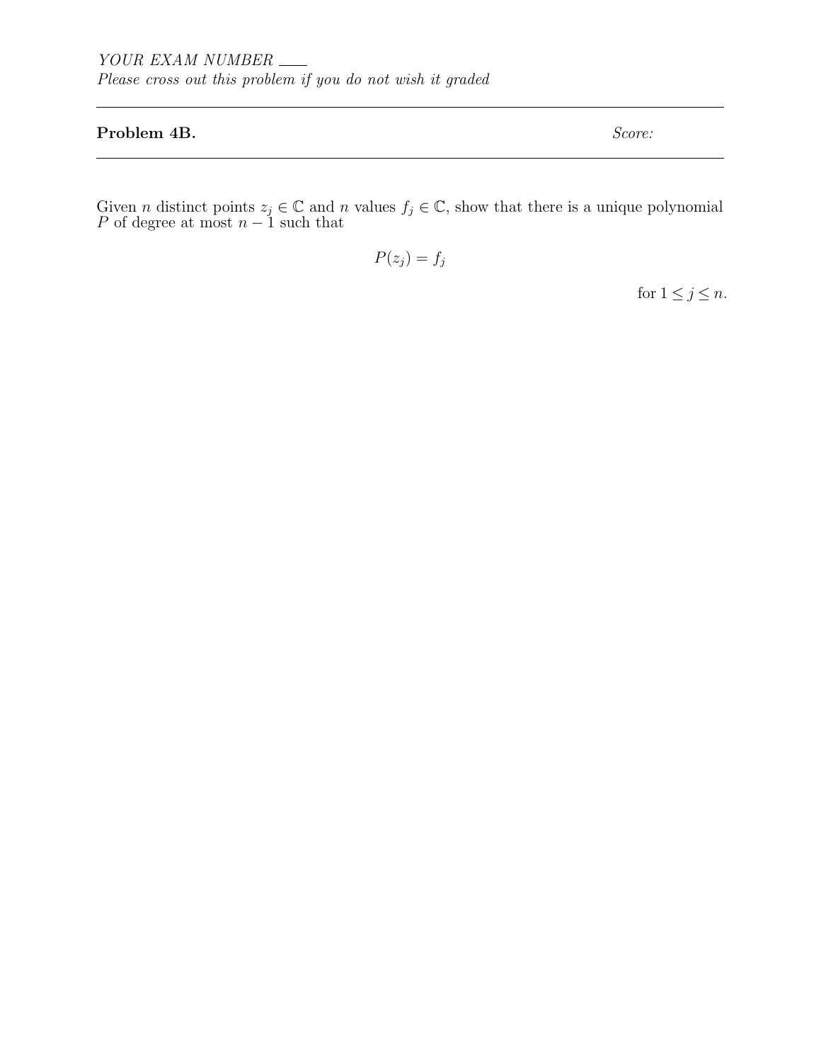*YOUR EXAM NUMBER* ____
*Please cross out this problem if you do not wish it graded*

---

**Problem 4B.** *Score:*

---

Given $n$ distinct points $z_j \in \mathbb{C}$ and $n$ values $f_j \in \mathbb{C}$, show that there is a unique polynomial $P$ of degree at most $n-1$ such that

$$P(z_j) = f_j$$

for $1 \leq j \leq n$.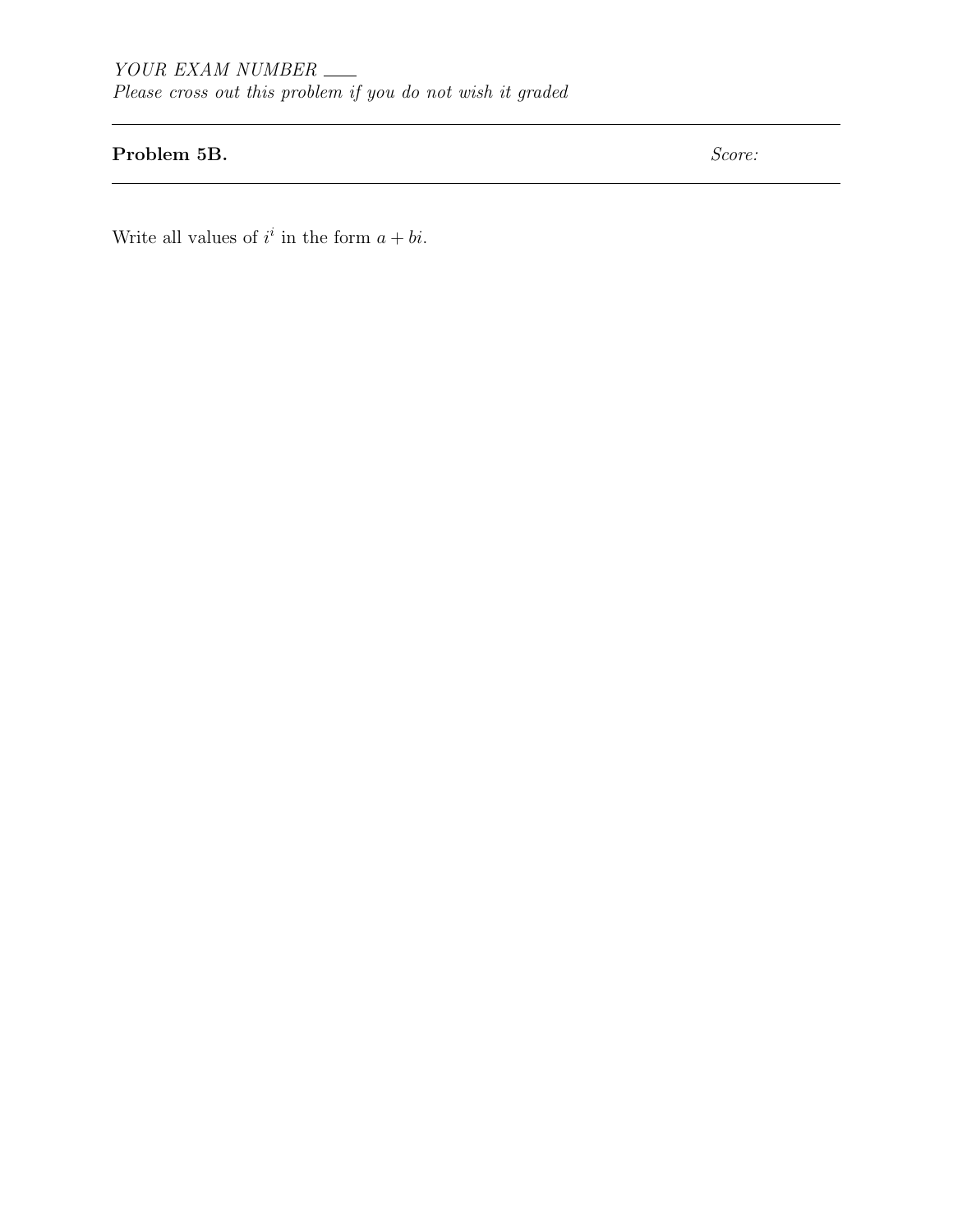*YOUR EXAM NUMBER* \_\_\_\_

*Please cross out this problem if you do not wish it graded*

---

**Problem 5B.** *Score:*

---

Write all values of $i^i$ in the form $a + bi$.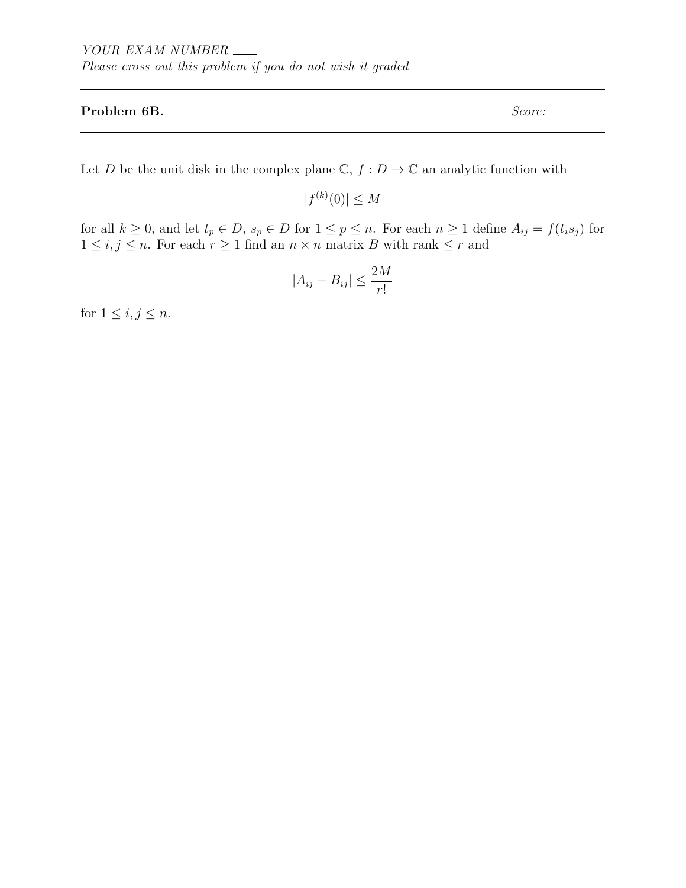*YOUR EXAM NUMBER* \_\_\_\_

*Please cross out this problem if you do not wish it graded*

---

**Problem 6B.** *Score:*

---

Let $D$ be the unit disk in the complex plane $\mathbb{C}$, $f : D \to \mathbb{C}$ an analytic function with

$$|f^{(k)}(0)| \leq M$$

for all $k \geq 0$, and let $t_p \in D$, $s_p \in D$ for $1 \leq p \leq n$. For each $n \geq 1$ define $A_{ij} = f(t_i s_j)$ for $1 \leq i, j \leq n$. For each $r \geq 1$ find an $n \times n$ matrix $B$ with rank $\leq r$ and

$$|A_{ij} - B_{ij}| \leq \frac{2M}{r!}$$

for $1 \leq i, j \leq n$.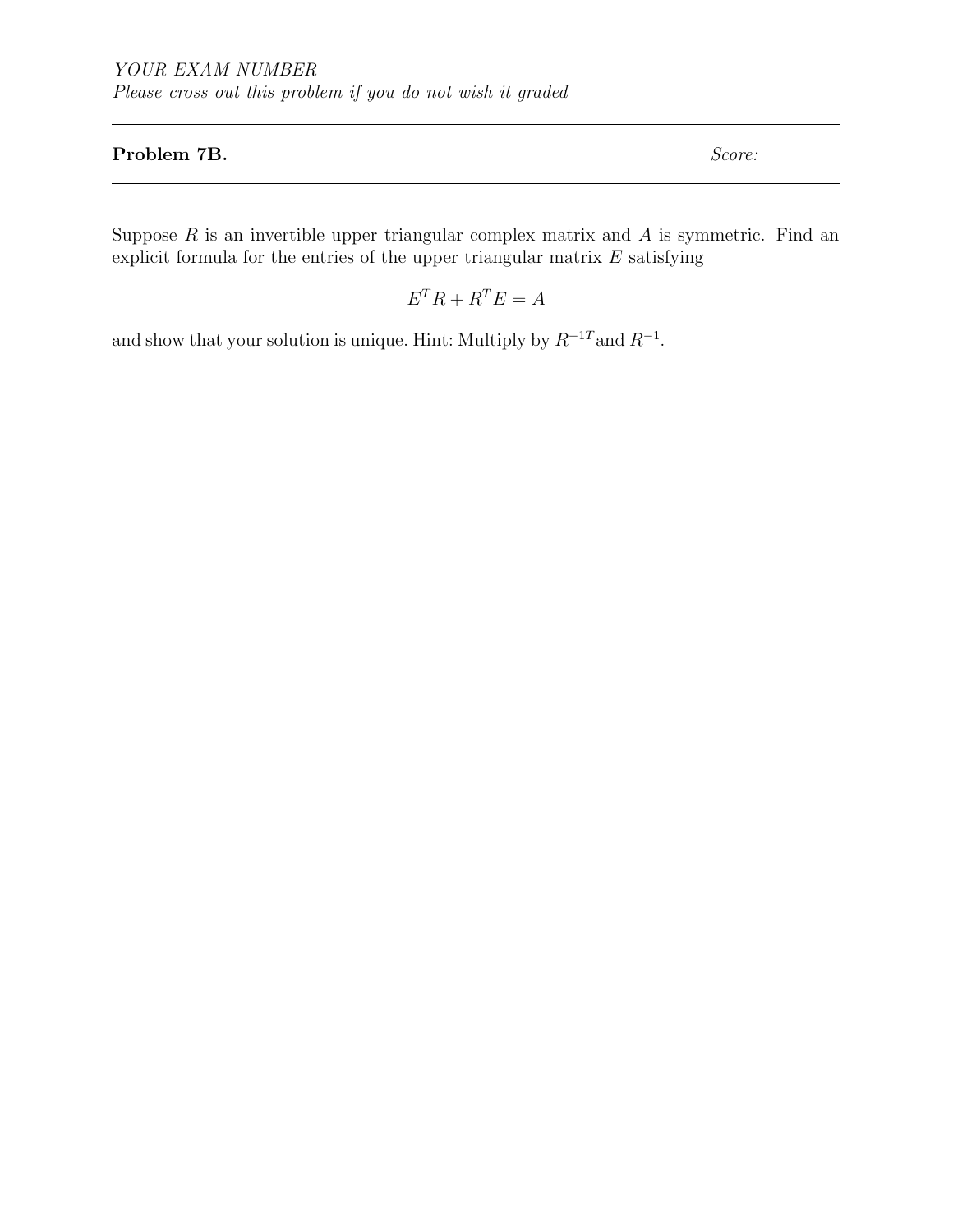*YOUR EXAM NUMBER* \_\_\_\_

*Please cross out this problem if you do not wish it graded*

---

**Problem 7B.** *Score:*

---

Suppose $R$ is an invertible upper triangular complex matrix and $A$ is symmetric. Find an explicit formula for the entries of the upper triangular matrix $E$ satisfying

$$E^T R + R^T E = A$$

and show that your solution is unique. Hint: Multiply by $R^{-1T}$ and $R^{-1}$.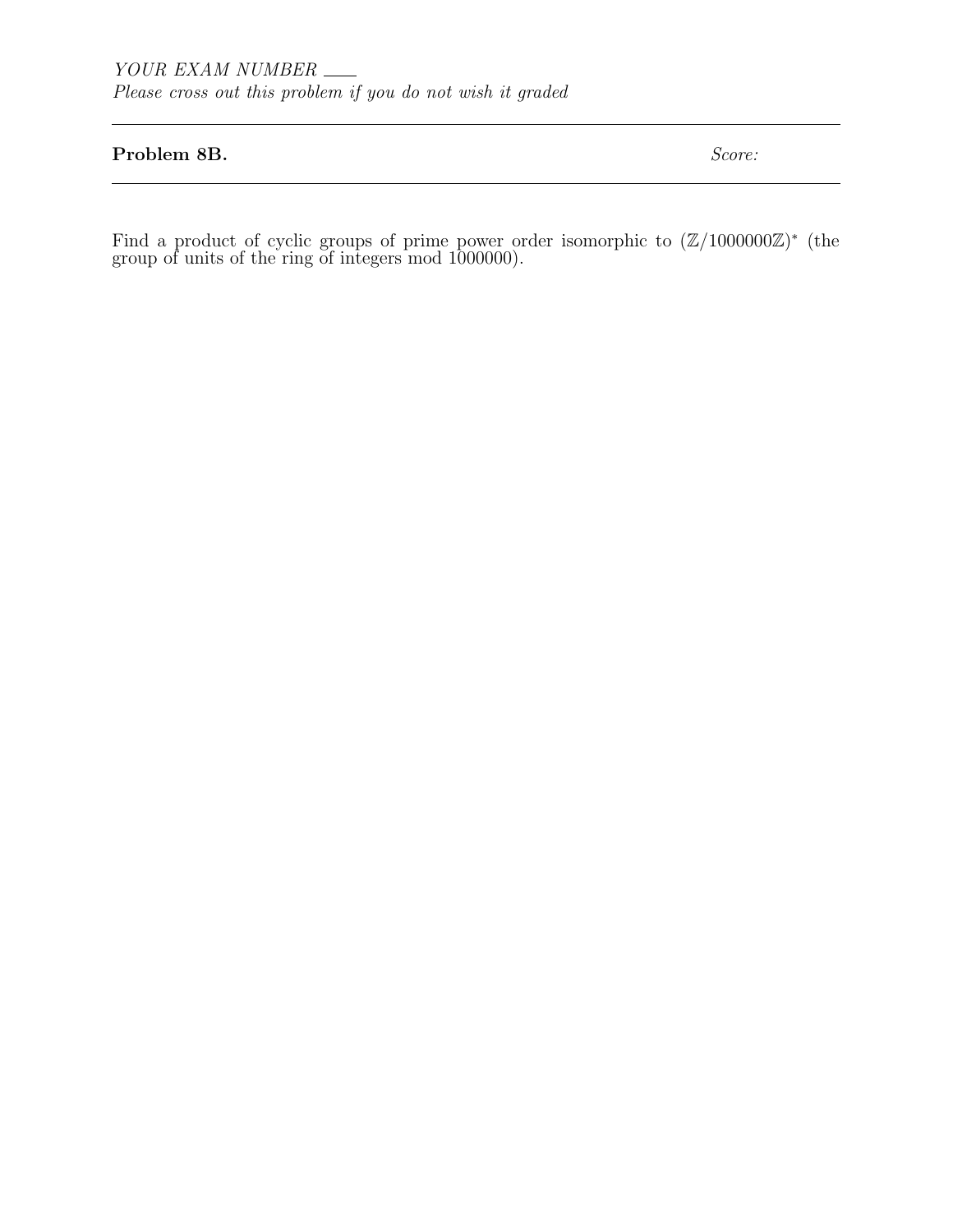*YOUR EXAM NUMBER* \_\_\_\_

*Please cross out this problem if you do not wish it graded*

---

**Problem 8B.** *Score:*

---

Find a product of cyclic groups of prime power order isomorphic to $(\mathbb{Z}/1000000\mathbb{Z})^*$ (the group of units of the ring of integers mod 1000000).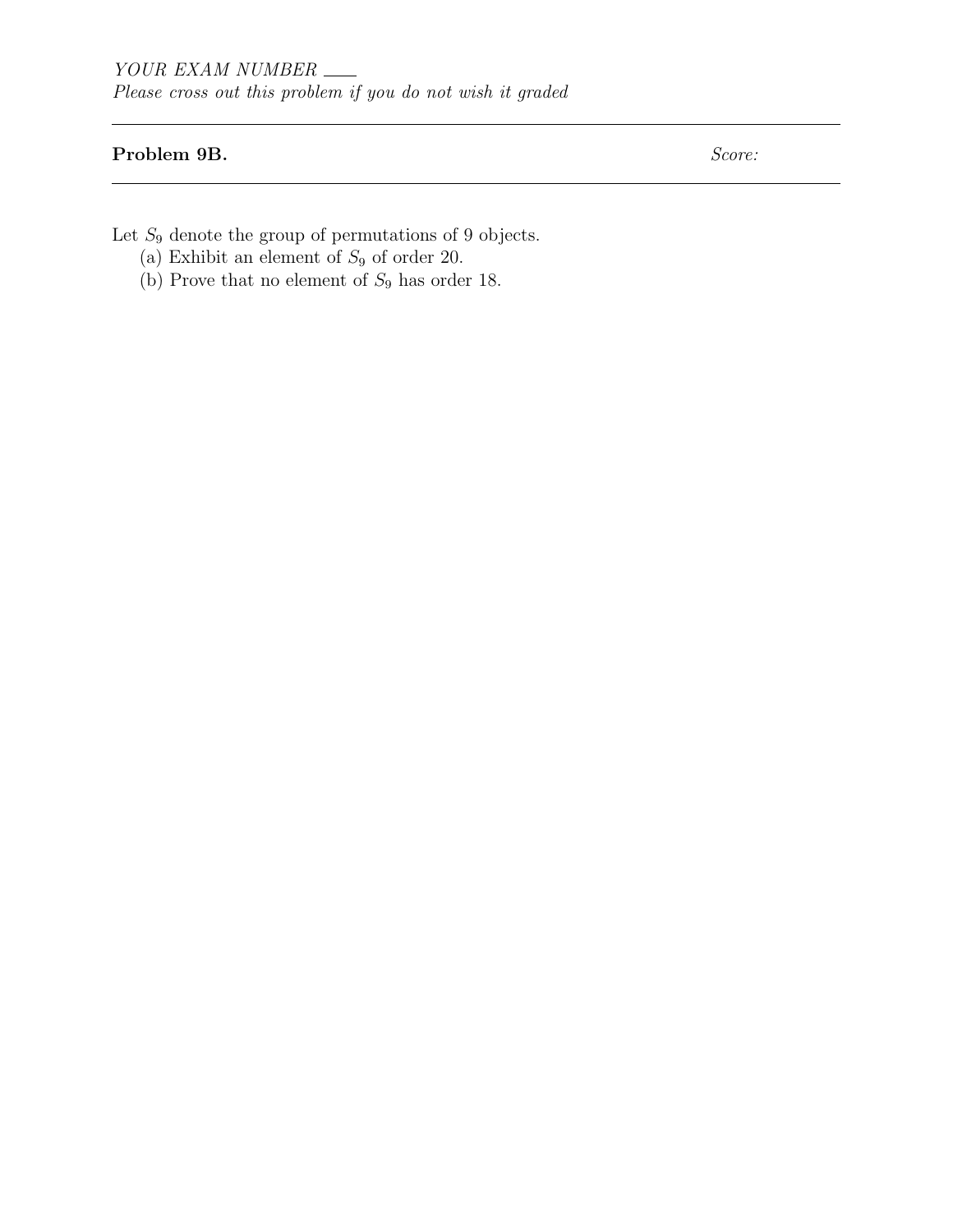*YOUR EXAM NUMBER* ____
*Please cross out this problem if you do not wish it graded*

---

**Problem 9B.** *Score:*

---

Let $S_9$ denote the group of permutations of 9 objects.
(a) Exhibit an element of $S_9$ of order 20.
(b) Prove that no element of $S_9$ has order 18.